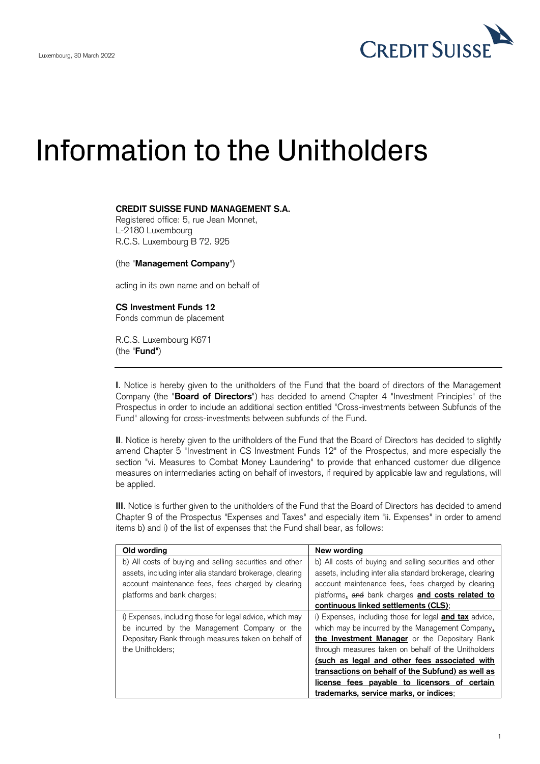Luxembourg, 30 March 2022

CREDIT SUISSE

# Information to the Unitholders

**CREDIT SUISSE FUND MANAGEMENT S.A.**
Registered office: 5, rue Jean Monnet,
L-2180 Luxembourg
R.C.S. Luxembourg B 72. 925

(the "**Management Company**")

acting in its own name and on behalf of

**CS Investment Funds 12**
Fonds commun de placement

R.C.S. Luxembourg K671
(the "**Fund**")

**I**. Notice is hereby given to the unitholders of the Fund that the board of directors of the Management Company (the "**Board of Directors**") has decided to amend Chapter 4 "Investment Principles" of the Prospectus in order to include an additional section entitled "Cross-investments between Subfunds of the Fund" allowing for cross-investments between subfunds of the Fund.

**II**. Notice is hereby given to the unitholders of the Fund that the Board of Directors has decided to slightly amend Chapter 5 "Investment in CS Investment Funds 12" of the Prospectus, and more especially the section "vi. Measures to Combat Money Laundering" to provide that enhanced customer due diligence measures on intermediaries acting on behalf of investors, if required by applicable law and regulations, will be applied.

**III**. Notice is further given to the unitholders of the Fund that the Board of Directors has decided to amend Chapter 9 of the Prospectus "Expenses and Taxes" and especially item "ii. Expenses" in order to amend items b) and i) of the list of expenses that the Fund shall bear, as follows:

| Old wording | New wording |
|---|---|
| b) All costs of buying and selling securities and other assets, including inter alia standard brokerage, clearing account maintenance fees, fees charged by clearing platforms and bank charges; | b) All costs of buying and selling securities and other assets, including inter alia standard brokerage, clearing account maintenance fees, fees charged by clearing platforms, ~~and~~ bank charges **and costs related to continuous linked settlements (CLS)**; |
| i) Expenses, including those for legal advice, which may be incurred by the Management Company or the Depositary Bank through measures taken on behalf of the Unitholders; | i) Expenses, including those for legal **and tax** advice, which may be incurred by the Management Company, **the Investment Manager** or the Depositary Bank through measures taken on behalf of the Unitholders **(such as legal and other fees associated with transactions on behalf of the Subfund) as well as license fees payable to licensors of certain trademarks, service marks, or indices**; |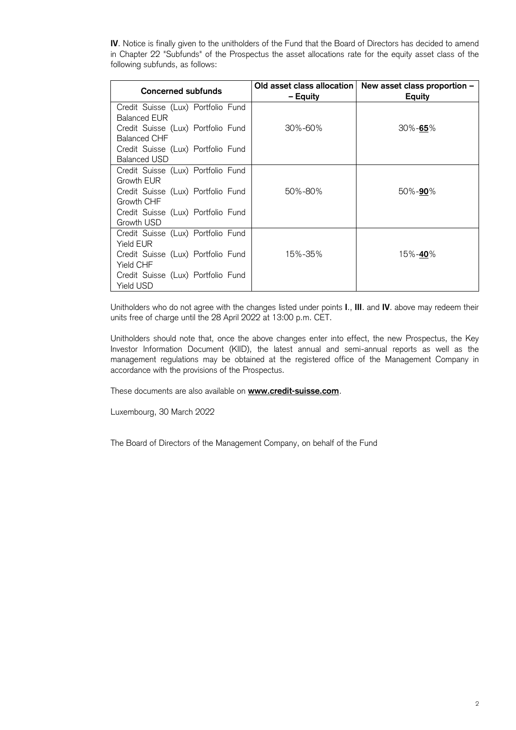**IV**. Notice is finally given to the unitholders of the Fund that the Board of Directors has decided to amend in Chapter 22 "Subfunds" of the Prospectus the asset allocations rate for the equity asset class of the following subfunds, as follows:

| Concerned subfunds | Old asset class allocation – Equity | New asset class proportion – Equity |
|---|---|---|
| Credit Suisse (Lux) Portfolio Fund Balanced EUR<br>Credit Suisse (Lux) Portfolio Fund Balanced CHF<br>Credit Suisse (Lux) Portfolio Fund Balanced USD | 30%-60% | 30%-**65**% |
| Credit Suisse (Lux) Portfolio Fund Growth EUR<br>Credit Suisse (Lux) Portfolio Fund Growth CHF<br>Credit Suisse (Lux) Portfolio Fund Growth USD | 50%-80% | 50%-**90**% |
| Credit Suisse (Lux) Portfolio Fund Yield EUR<br>Credit Suisse (Lux) Portfolio Fund Yield CHF<br>Credit Suisse (Lux) Portfolio Fund Yield USD | 15%-35% | 15%-**40**% |

Unitholders who do not agree with the changes listed under points **I**., **III**. and **IV**. above may redeem their units free of charge until the 28 April 2022 at 13:00 p.m. CET.

Unitholders should note that, once the above changes enter into effect, the new Prospectus, the Key Investor Information Document (KIID), the latest annual and semi-annual reports as well as the management regulations may be obtained at the registered office of the Management Company in accordance with the provisions of the Prospectus.

These documents are also available on **www.credit-suisse.com**.

Luxembourg, 30 March 2022

The Board of Directors of the Management Company, on behalf of the Fund